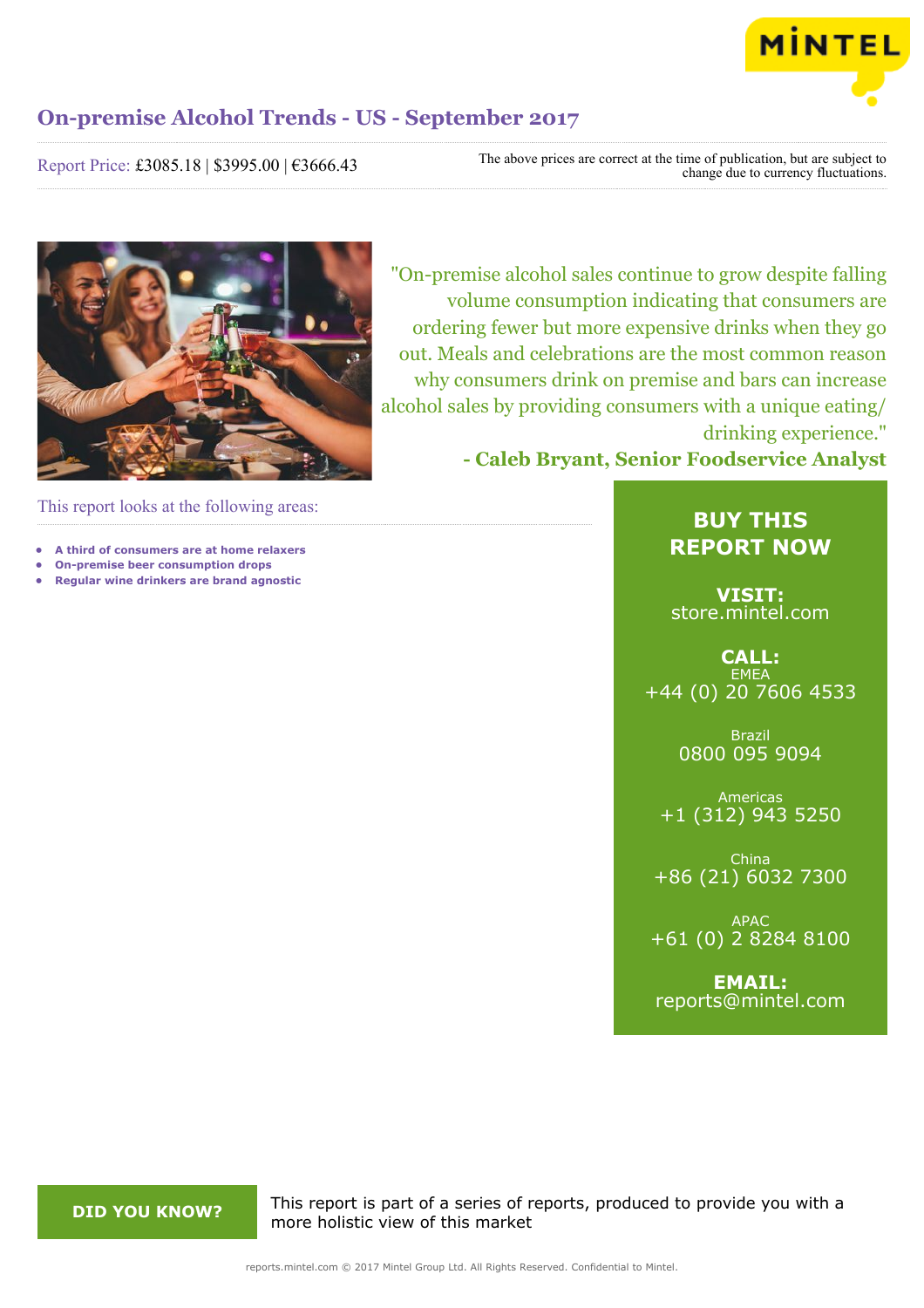# On-premise Alcohol Trends - US - September 2017

Report Price: £3085.18 | $3995.00 | €3666.43

The above prices are correct at the time of publication, but are subject to change due to currency fluctuations.

"On-premise alcohol sales continue to grow despite falling volume consumption indicating that consumers are ordering fewer but more expensive drinks when they go out. Meals and celebrations are the most common reason why consumers drink on premise and bars can increase alcohol sales by providing consumers with a unique eating/ drinking experience."

**- Caleb Bryant, Senior Foodservice Analyst**

This report looks at the following areas:

- **A third of consumers are at home relaxers**
- **On-premise beer consumption drops**
- **Regular wine drinkers are brand agnostic**

**BUY THIS REPORT NOW**

**VISIT:**
store.mintel.com

**CALL:**

EMEA
+44 (0) 20 7606 4533

Brazil
0800 095 9094

Americas
+1 (312) 943 5250

China
+86 (21) 6032 7300

APAC
+61 (0) 2 8284 8100

**EMAIL:**
reports@mintel.com

**DID YOU KNOW?**

This report is part of a series of reports, produced to provide you with a more holistic view of this market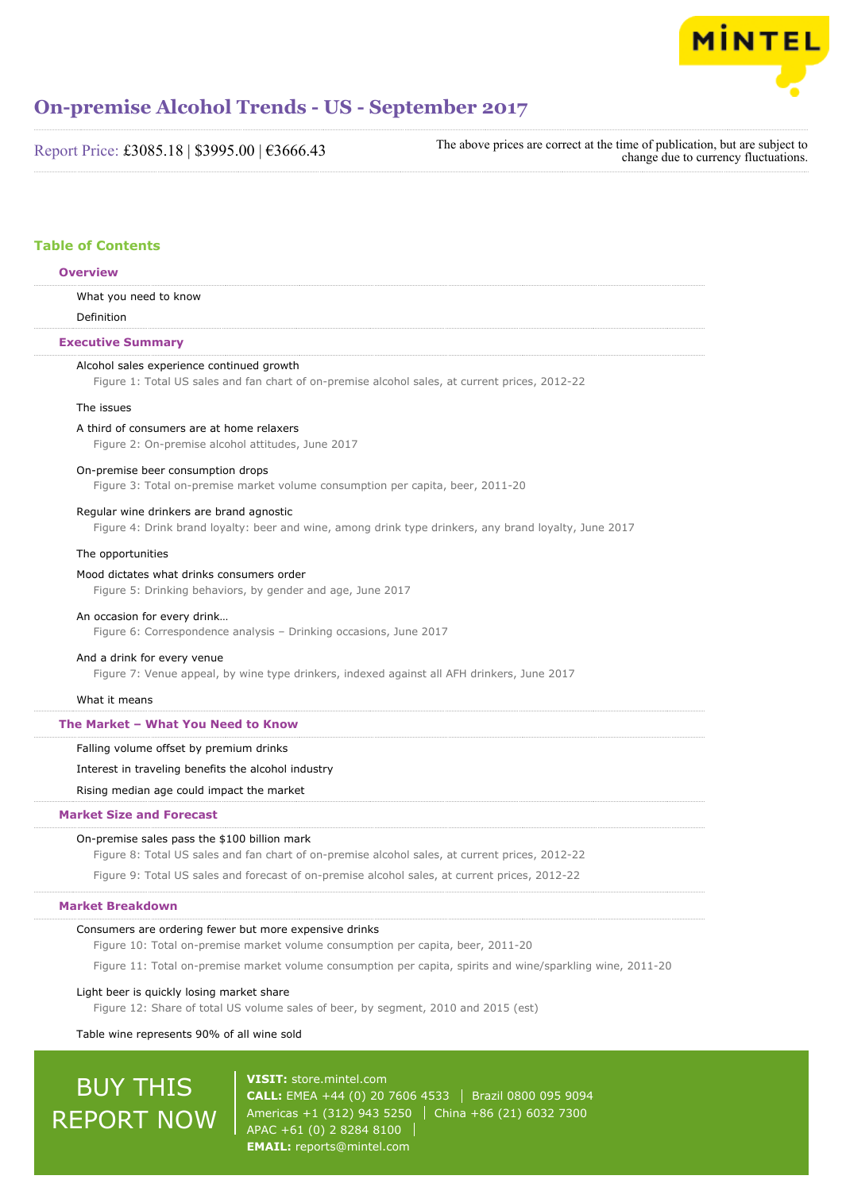# On-premise Alcohol Trends - US - September 2017

Report Price: £3085.18 | $3995.00 | €3666.43

The above prices are correct at the time of publication, but are subject to change due to currency fluctuations.

## Table of Contents

### Overview

What you need to know

Definition

### Executive Summary

Alcohol sales experience continued growth

Figure 1: Total US sales and fan chart of on-premise alcohol sales, at current prices, 2012-22

The issues

A third of consumers are at home relaxers

Figure 2: On-premise alcohol attitudes, June 2017

On-premise beer consumption drops

Figure 3: Total on-premise market volume consumption per capita, beer, 2011-20

Regular wine drinkers are brand agnostic

Figure 4: Drink brand loyalty: beer and wine, among drink type drinkers, any brand loyalty, June 2017

The opportunities

Mood dictates what drinks consumers order

Figure 5: Drinking behaviors, by gender and age, June 2017

An occasion for every drink…

Figure 6: Correspondence analysis – Drinking occasions, June 2017

And a drink for every venue

Figure 7: Venue appeal, by wine type drinkers, indexed against all AFH drinkers, June 2017

What it means

### The Market – What You Need to Know

Falling volume offset by premium drinks

Interest in traveling benefits the alcohol industry

Rising median age could impact the market

### Market Size and Forecast

On-premise sales pass the $100 billion mark

Figure 8: Total US sales and fan chart of on-premise alcohol sales, at current prices, 2012-22

Figure 9: Total US sales and forecast of on-premise alcohol sales, at current prices, 2012-22

### Market Breakdown

Consumers are ordering fewer but more expensive drinks

Figure 10: Total on-premise market volume consumption per capita, beer, 2011-20

Figure 11: Total on-premise market volume consumption per capita, spirits and wine/sparkling wine, 2011-20

Light beer is quickly losing market share

Figure 12: Share of total US volume sales of beer, by segment, 2010 and 2015 (est)

Table wine represents 90% of all wine sold

BUY THIS REPORT NOW

**VISIT:** store.mintel.com

**CALL:** EMEA +44 (0) 20 7606 4533 | Brazil 0800 095 9094

Americas +1 (312) 943 5250 | China +86 (21) 6032 7300

APAC +61 (0) 2 8284 8100

**EMAIL:** reports@mintel.com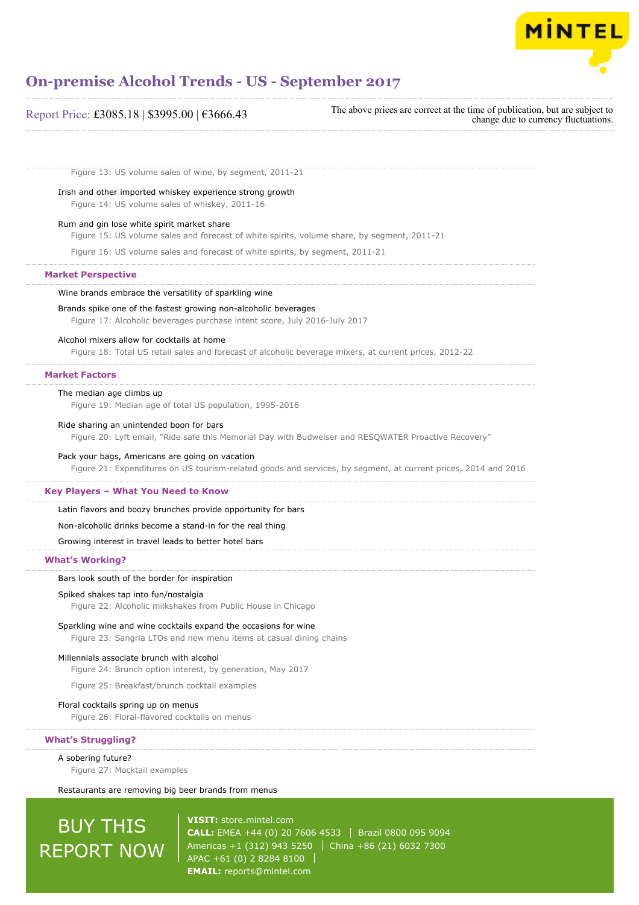Figure 13: US volume sales of wine, by segment, 2011-21

Irish and other imported whiskey experience strong growth

Figure 14: US volume sales of whiskey, 2011-16

Rum and gin lose white spirit market share

Figure 15: US volume sales and forecast of white spirits, volume share, by segment, 2011-21

Figure 16: US volume sales and forecast of white spirits, by segment, 2011-21

## Market Perspective

Wine brands embrace the versatility of sparkling wine

Brands spike one of the fastest growing non-alcoholic beverages

Figure 17: Alcoholic beverages purchase intent score, July 2016-July 2017

Alcohol mixers allow for cocktails at home

Figure 18: Total US retail sales and forecast of alcoholic beverage mixers, at current prices, 2012-22

## Market Factors

The median age climbs up

Figure 19: Median age of total US population, 1995-2016

Ride sharing an unintended boon for bars

Figure 20: Lyft email, "Ride safe this Memorial Day with Budweiser and RESQWATER Proactive Recovery"

Pack your bags, Americans are going on vacation

Figure 21: Expenditures on US tourism-related goods and services, by segment, at current prices, 2014 and 2016

## Key Players – What You Need to Know

Latin flavors and boozy brunches provide opportunity for bars

Non-alcoholic drinks become a stand-in for the real thing

Growing interest in travel leads to better hotel bars

## What's Working?

Bars look south of the border for inspiration

Spiked shakes tap into fun/nostalgia

Figure 22: Alcoholic milkshakes from Public House in Chicago

Sparkling wine and wine cocktails expand the occasions for wine

Figure 23: Sangria LTOs and new menu items at casual dining chains

Millennials associate brunch with alcohol

Figure 24: Brunch option interest, by generation, May 2017

Figure 25: Breakfast/brunch cocktail examples

Floral cocktails spring up on menus

Figure 26: Floral-flavored cocktails on menus

## What's Struggling?

A sobering future?

Figure 27: Mocktail examples

Restaurants are removing big beer brands from menus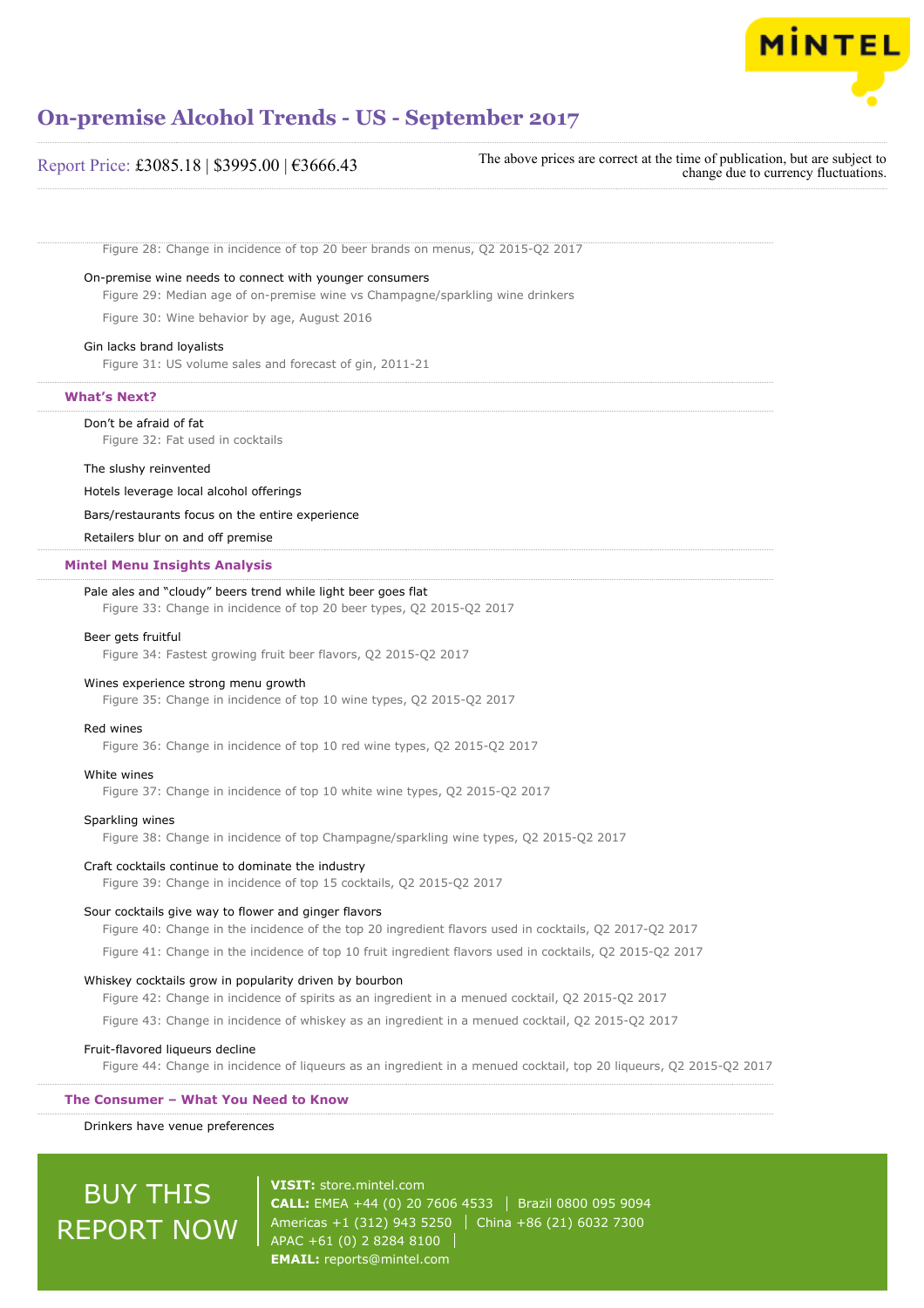Figure 28: Change in incidence of top 20 beer brands on menus, Q2 2015-Q2 2017

On-premise wine needs to connect with younger consumers

Figure 29: Median age of on-premise wine vs Champagne/sparkling wine drinkers

Figure 30: Wine behavior by age, August 2016

Gin lacks brand loyalists

Figure 31: US volume sales and forecast of gin, 2011-21

### What's Next?

Don't be afraid of fat

Figure 32: Fat used in cocktails

The slushy reinvented

Hotels leverage local alcohol offerings

Bars/restaurants focus on the entire experience

Retailers blur on and off premise

### Mintel Menu Insights Analysis

Pale ales and "cloudy" beers trend while light beer goes flat

Figure 33: Change in incidence of top 20 beer types, Q2 2015-Q2 2017

Beer gets fruitful

Figure 34: Fastest growing fruit beer flavors, Q2 2015-Q2 2017

Wines experience strong menu growth

Figure 35: Change in incidence of top 10 wine types, Q2 2015-Q2 2017

Red wines

Figure 36: Change in incidence of top 10 red wine types, Q2 2015-Q2 2017

White wines

Figure 37: Change in incidence of top 10 white wine types, Q2 2015-Q2 2017

Sparkling wines

Figure 38: Change in incidence of top Champagne/sparkling wine types, Q2 2015-Q2 2017

Craft cocktails continue to dominate the industry

Figure 39: Change in incidence of top 15 cocktails, Q2 2015-Q2 2017

Sour cocktails give way to flower and ginger flavors

Figure 40: Change in the incidence of the top 20 ingredient flavors used in cocktails, Q2 2017-Q2 2017

Figure 41: Change in the incidence of top 10 fruit ingredient flavors used in cocktails, Q2 2015-Q2 2017

Whiskey cocktails grow in popularity driven by bourbon

Figure 42: Change in incidence of spirits as an ingredient in a menued cocktail, Q2 2015-Q2 2017

Figure 43: Change in incidence of whiskey as an ingredient in a menued cocktail, Q2 2015-Q2 2017

Fruit-flavored liqueurs decline

Figure 44: Change in incidence of liqueurs as an ingredient in a menued cocktail, top 20 liqueurs, Q2 2015-Q2 2017

### The Consumer – What You Need to Know

Drinkers have venue preferences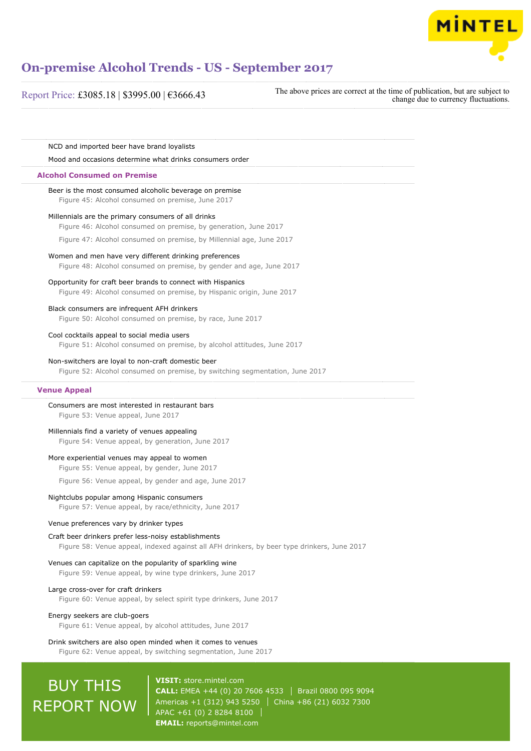NCD and imported beer have brand loyalists

Mood and occasions determine what drinks consumers order

## Alcohol Consumed on Premise

Beer is the most consumed alcoholic beverage on premise

Figure 45: Alcohol consumed on premise, June 2017

Millennials are the primary consumers of all drinks

Figure 46: Alcohol consumed on premise, by generation, June 2017

Figure 47: Alcohol consumed on premise, by Millennial age, June 2017

Women and men have very different drinking preferences

Figure 48: Alcohol consumed on premise, by gender and age, June 2017

Opportunity for craft beer brands to connect with Hispanics

Figure 49: Alcohol consumed on premise, by Hispanic origin, June 2017

Black consumers are infrequent AFH drinkers

Figure 50: Alcohol consumed on premise, by race, June 2017

Cool cocktails appeal to social media users

Figure 51: Alcohol consumed on premise, by alcohol attitudes, June 2017

Non-switchers are loyal to non-craft domestic beer

Figure 52: Alcohol consumed on premise, by switching segmentation, June 2017

## Venue Appeal

Consumers are most interested in restaurant bars

Figure 53: Venue appeal, June 2017

Millennials find a variety of venues appealing

Figure 54: Venue appeal, by generation, June 2017

More experiential venues may appeal to women

Figure 55: Venue appeal, by gender, June 2017

Figure 56: Venue appeal, by gender and age, June 2017

Nightclubs popular among Hispanic consumers

Figure 57: Venue appeal, by race/ethnicity, June 2017

Venue preferences vary by drinker types

Craft beer drinkers prefer less-noisy establishments

Figure 58: Venue appeal, indexed against all AFH drinkers, by beer type drinkers, June 2017

Venues can capitalize on the popularity of sparkling wine

Figure 59: Venue appeal, by wine type drinkers, June 2017

Large cross-over for craft drinkers

Figure 60: Venue appeal, by select spirit type drinkers, June 2017

Energy seekers are club-goers

Figure 61: Venue appeal, by alcohol attitudes, June 2017

Drink switchers are also open minded when it comes to venues

Figure 62: Venue appeal, by switching segmentation, June 2017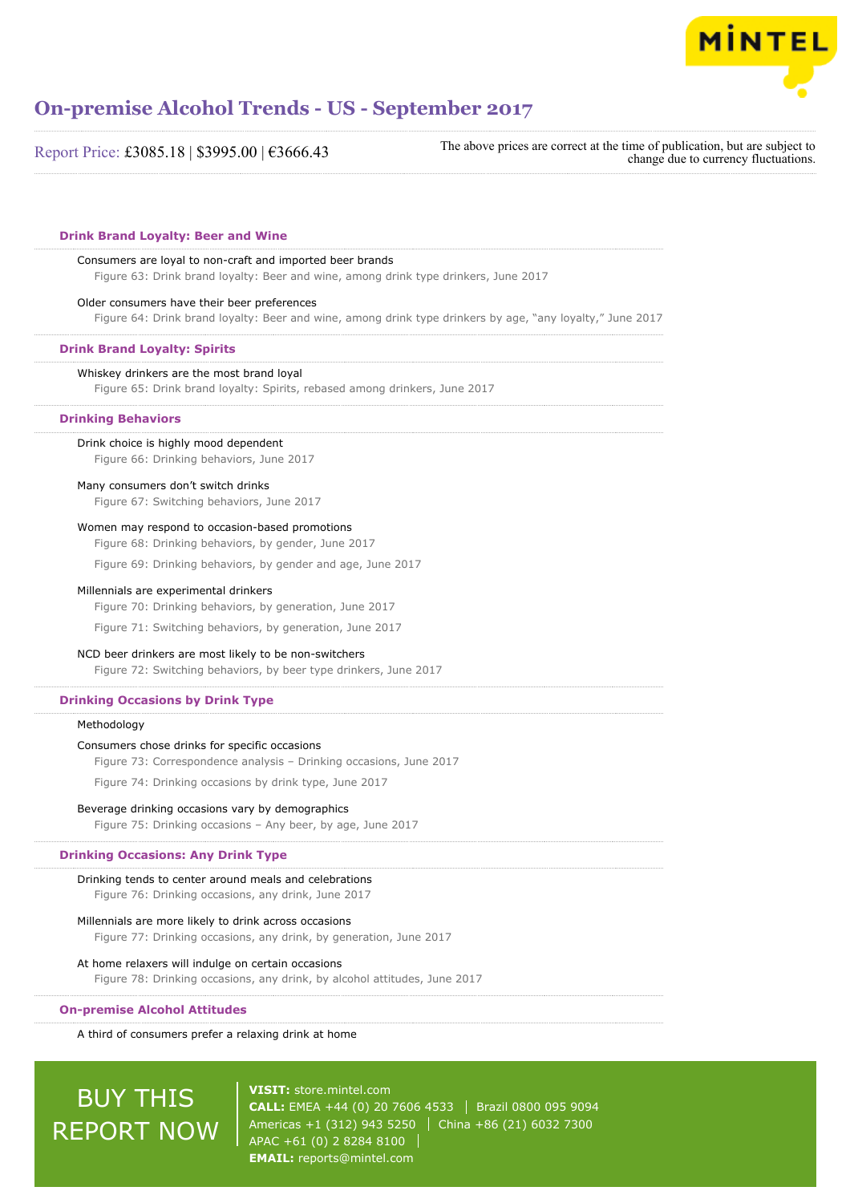# On-premise Alcohol Trends - US - September 2017

Report Price: £3085.18 | $3995.00 | €3666.43

The above prices are correct at the time of publication, but are subject to change due to currency fluctuations.

## Drink Brand Loyalty: Beer and Wine

Consumers are loyal to non-craft and imported beer brands

Figure 63: Drink brand loyalty: Beer and wine, among drink type drinkers, June 2017

Older consumers have their beer preferences

Figure 64: Drink brand loyalty: Beer and wine, among drink type drinkers by age, "any loyalty," June 2017

## Drink Brand Loyalty: Spirits

Whiskey drinkers are the most brand loyal

Figure 65: Drink brand loyalty: Spirits, rebased among drinkers, June 2017

## Drinking Behaviors

Drink choice is highly mood dependent

Figure 66: Drinking behaviors, June 2017

Many consumers don't switch drinks

Figure 67: Switching behaviors, June 2017

Women may respond to occasion-based promotions

Figure 68: Drinking behaviors, by gender, June 2017

Figure 69: Drinking behaviors, by gender and age, June 2017

Millennials are experimental drinkers

Figure 70: Drinking behaviors, by generation, June 2017

Figure 71: Switching behaviors, by generation, June 2017

NCD beer drinkers are most likely to be non-switchers

Figure 72: Switching behaviors, by beer type drinkers, June 2017

## Drinking Occasions by Drink Type

Methodology

Consumers chose drinks for specific occasions

Figure 73: Correspondence analysis – Drinking occasions, June 2017

Figure 74: Drinking occasions by drink type, June 2017

Beverage drinking occasions vary by demographics

Figure 75: Drinking occasions – Any beer, by age, June 2017

## Drinking Occasions: Any Drink Type

Drinking tends to center around meals and celebrations

Figure 76: Drinking occasions, any drink, June 2017

Millennials are more likely to drink across occasions

Figure 77: Drinking occasions, any drink, by generation, June 2017

At home relaxers will indulge on certain occasions

Figure 78: Drinking occasions, any drink, by alcohol attitudes, June 2017

## On-premise Alcohol Attitudes

A third of consumers prefer a relaxing drink at home

BUY THIS REPORT NOW

**VISIT:** store.mintel.com

**CALL:** EMEA +44 (0) 20 7606 4533 | Brazil 0800 095 9094

Americas +1 (312) 943 5250 | China +86 (21) 6032 7300

APAC +61 (0) 2 8284 8100

**EMAIL:** reports@mintel.com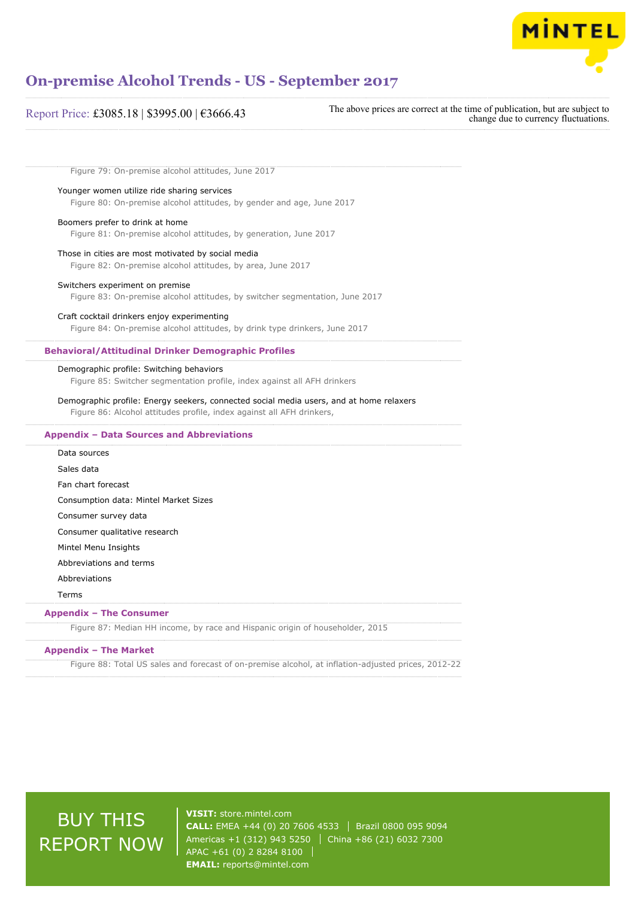Figure 79: On-premise alcohol attitudes, June 2017

Younger women utilize ride sharing services

Figure 80: On-premise alcohol attitudes, by gender and age, June 2017

Boomers prefer to drink at home

Figure 81: On-premise alcohol attitudes, by generation, June 2017

Those in cities are most motivated by social media

Figure 82: On-premise alcohol attitudes, by area, June 2017

Switchers experiment on premise

Figure 83: On-premise alcohol attitudes, by switcher segmentation, June 2017

Craft cocktail drinkers enjoy experimenting

Figure 84: On-premise alcohol attitudes, by drink type drinkers, June 2017

## Behavioral/Attitudinal Drinker Demographic Profiles

Demographic profile: Switching behaviors

Figure 85: Switcher segmentation profile, index against all AFH drinkers

Demographic profile: Energy seekers, connected social media users, and at home relaxers

Figure 86: Alcohol attitudes profile, index against all AFH drinkers,

## Appendix – Data Sources and Abbreviations

Data sources

Sales data

Fan chart forecast

Consumption data: Mintel Market Sizes

Consumer survey data

Consumer qualitative research

Mintel Menu Insights

Abbreviations and terms

Abbreviations

Terms

## Appendix – The Consumer

Figure 87: Median HH income, by race and Hispanic origin of householder, 2015

## Appendix – The Market

Figure 88: Total US sales and forecast of on-premise alcohol, at inflation-adjusted prices, 2012-22

BUY THIS REPORT NOW

**VISIT:** store.mintel.com
**CALL:** EMEA +44 (0) 20 7606 4533 | Brazil 0800 095 9094
Americas +1 (312) 943 5250 | China +86 (21) 6032 7300
APAC +61 (0) 2 8284 8100 |
**EMAIL:** reports@mintel.com